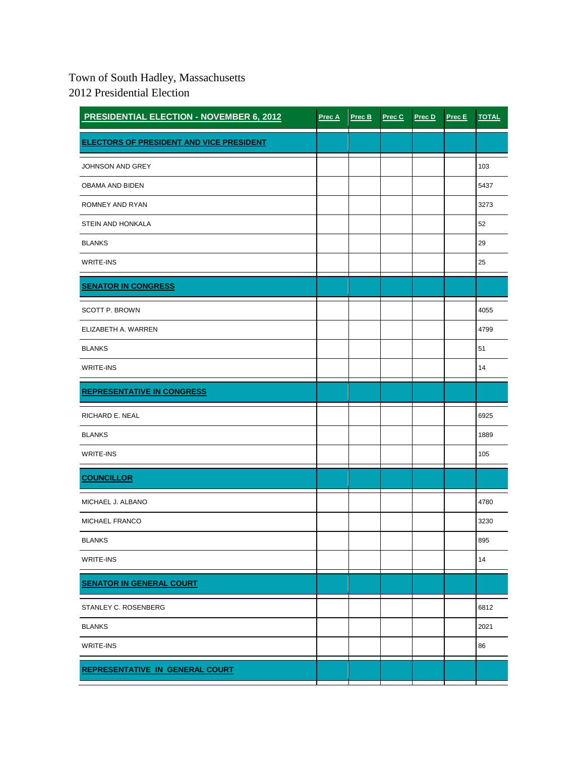Town of South Hadley, Massachusetts
2012 Presidential Election

| PRESIDENTIAL ELECTION - NOVEMBER 6, 2012 | Prec A | Prec B | Prec C | Prec D | Prec E | TOTAL |
|---|---|---|---|---|---|---|
| **ELECTORS OF PRESIDENT AND VICE PRESIDENT** | | | | | | |
| JOHNSON AND GREY | | | | | | 103 |
| OBAMA AND BIDEN | | | | | | 5437 |
| ROMNEY AND RYAN | | | | | | 3273 |
| STEIN AND HONKALA | | | | | | 52 |
| BLANKS | | | | | | 29 |
| WRITE-INS | | | | | | 25 |
| **SENATOR IN CONGRESS** | | | | | | |
| SCOTT P. BROWN | | | | | | 4055 |
| ELIZABETH A. WARREN | | | | | | 4799 |
| BLANKS | | | | | | 51 |
| WRITE-INS | | | | | | 14 |
| **REPRESENTATIVE IN CONGRESS** | | | | | | |
| RICHARD E. NEAL | | | | | | 6925 |
| BLANKS | | | | | | 1889 |
| WRITE-INS | | | | | | 105 |
| **COUNCILLOR** | | | | | | |
| MICHAEL J. ALBANO | | | | | | 4780 |
| MICHAEL FRANCO | | | | | | 3230 |
| BLANKS | | | | | | 895 |
| WRITE-INS | | | | | | 14 |
| **SENATOR IN GENERAL COURT** | | | | | | |
| STANLEY C. ROSENBERG | | | | | | 6812 |
| BLANKS | | | | | | 2021 |
| WRITE-INS | | | | | | 86 |
| **REPRESENTATIVE IN GENERAL COURT** | | | | | | |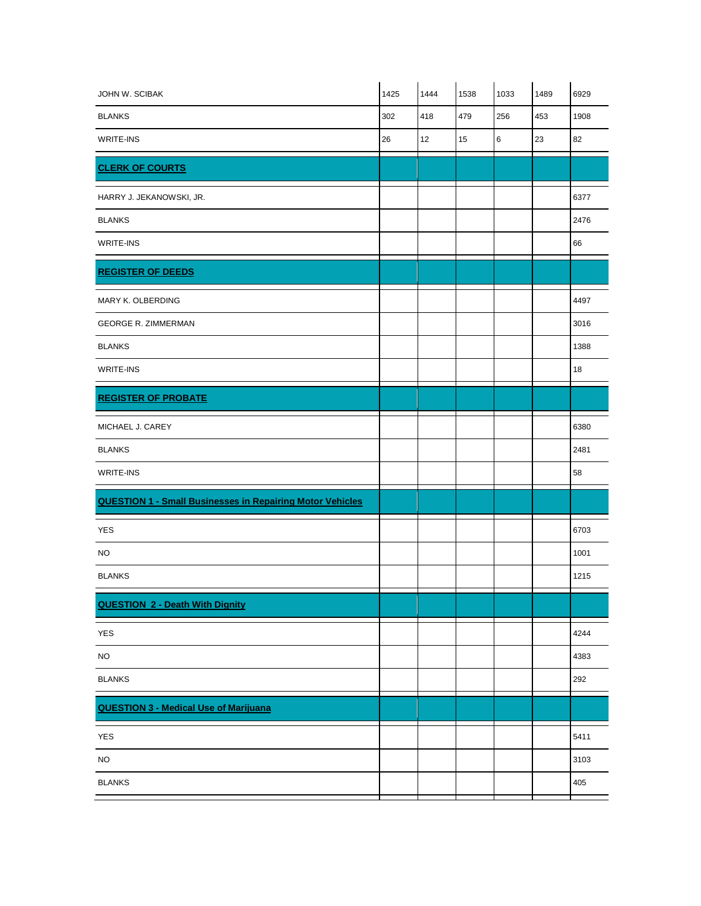| | | | | | | |
|---|---|---|---|---|---|---|
| JOHN W. SCIBAK | 1425 | 1444 | 1538 | 1033 | 1489 | 6929 |
| BLANKS | 302 | 418 | 479 | 256 | 453 | 1908 |
| WRITE-INS | 26 | 12 | 15 | 6 | 23 | 82 |
| **CLERK OF COURTS** | | | | | | |
| HARRY J. JEKANOWSKI, JR. | | | | | | 6377 |
| BLANKS | | | | | | 2476 |
| WRITE-INS | | | | | | 66 |
| **REGISTER OF DEEDS** | | | | | | |
| MARY K. OLBERDING | | | | | | 4497 |
| GEORGE R. ZIMMERMAN | | | | | | 3016 |
| BLANKS | | | | | | 1388 |
| WRITE-INS | | | | | | 18 |
| **REGISTER OF PROBATE** | | | | | | |
| MICHAEL J. CAREY | | | | | | 6380 |
| BLANKS | | | | | | 2481 |
| WRITE-INS | | | | | | 58 |
| **QUESTION 1 - Small Businesses in Repairing Motor Vehicles** | | | | | | |
| YES | | | | | | 6703 |
| NO | | | | | | 1001 |
| BLANKS | | | | | | 1215 |
| **QUESTION 2 - Death With Dignity** | | | | | | |
| YES | | | | | | 4244 |
| NO | | | | | | 4383 |
| BLANKS | | | | | | 292 |
| **QUESTION 3 - Medical Use of Marijuana** | | | | | | |
| YES | | | | | | 5411 |
| NO | | | | | | 3103 |
| BLANKS | | | | | | 405 |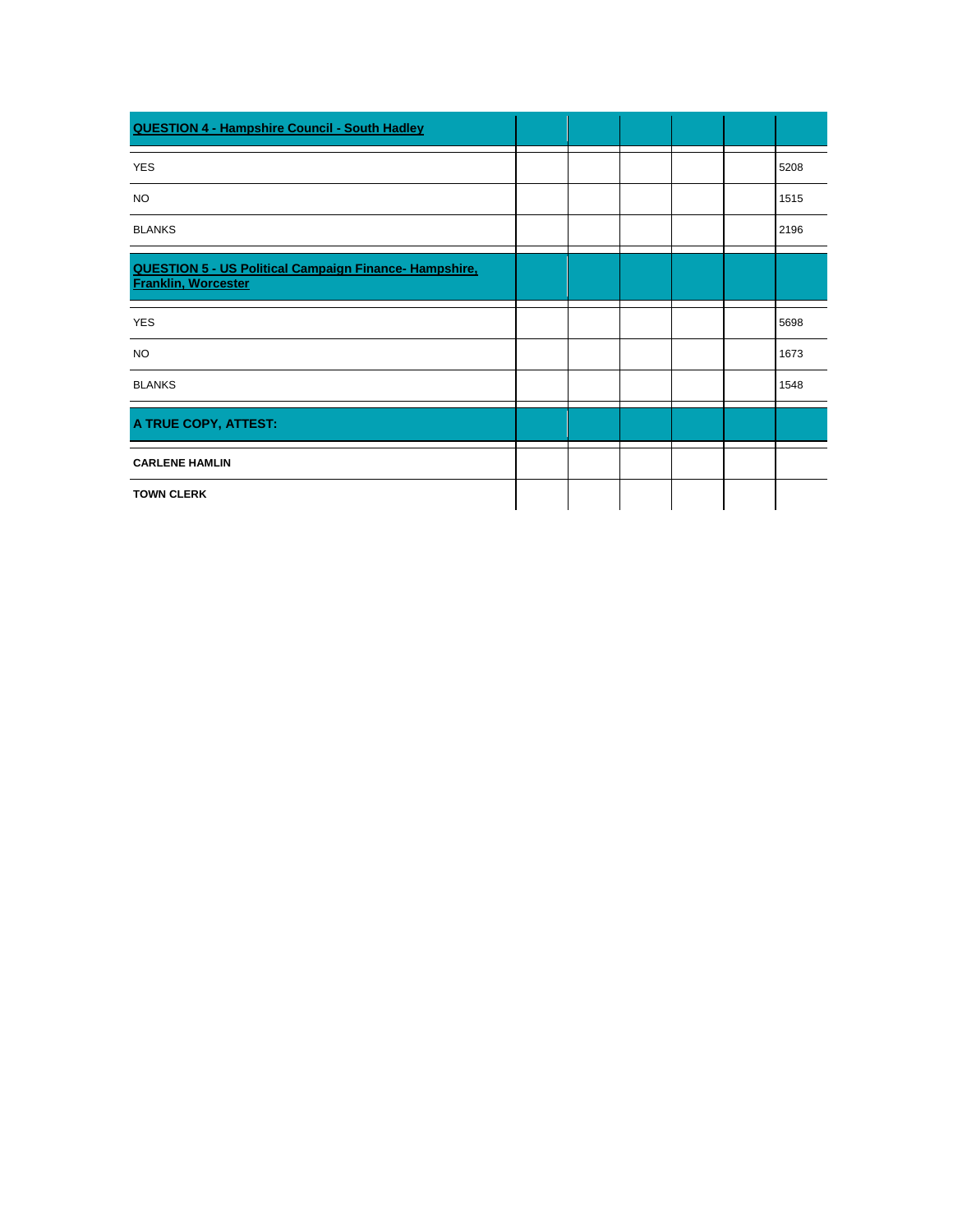| | | | | | | |
|---|---|---|---|---|---|---|
| **QUESTION 4 - Hampshire Council - South Hadley** | | | | | | |
| YES | | | | | | 5208 |
| NO | | | | | | 1515 |
| BLANKS | | | | | | 2196 |
| **QUESTION 5 - US Political Campaign Finance- Hampshire, Franklin, Worcester** | | | | | | |
| YES | | | | | | 5698 |
| NO | | | | | | 1673 |
| BLANKS | | | | | | 1548 |
| **A TRUE COPY, ATTEST:** | | | | | | |
| **CARLENE HAMLIN** | | | | | | |
| **TOWN CLERK** | | | | | | |